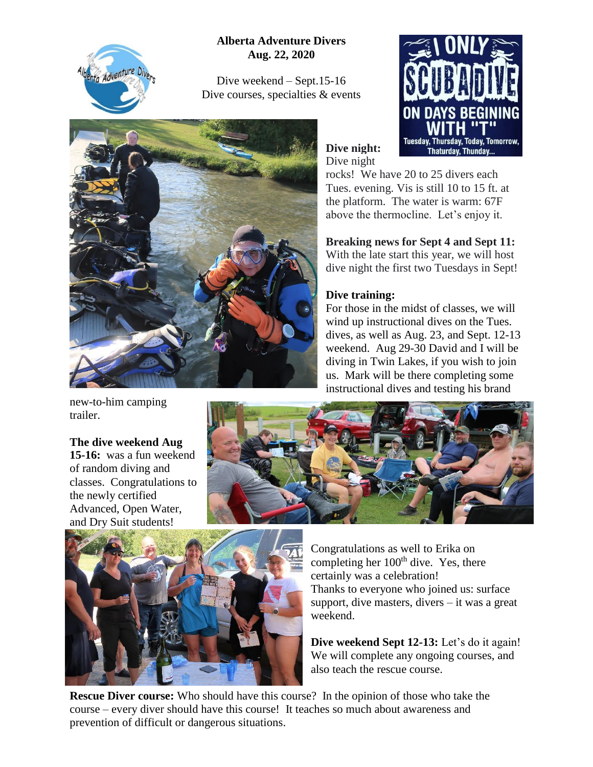# Alberta Adventure Divers
## Aug. 22, 2020

Dive weekend – Sept.15-16
Dive courses, specialties & events

**Dive night:** Dive night rocks! We have 20 to 25 divers each Tues. evening. Vis is still 10 to 15 ft. at the platform. The water is warm: 67F above the thermocline. Let's enjoy it.

**Breaking news for Sept 4 and Sept 11:** With the late start this year, we will host dive night the first two Tuesdays in Sept!

**Dive training:** For those in the midst of classes, we will wind up instructional dives on the Tues. dives, as well as Aug. 23, and Sept. 12-13 weekend. Aug 29-30 David and I will be diving in Twin Lakes, if you wish to join us. Mark will be there completing some instructional dives and testing his brand new-to-him camping trailer.

**The dive weekend Aug 15-16:** was a fun weekend of random diving and classes. Congratulations to the newly certified Advanced, Open Water, and Dry Suit students!

Congratulations as well to Erika on completing her 100th dive. Yes, there certainly was a celebration! Thanks to everyone who joined us: surface support, dive masters, divers – it was a great weekend.

**Dive weekend Sept 12-13:** Let's do it again! We will complete any ongoing courses, and also teach the rescue course.

**Rescue Diver course:** Who should have this course? In the opinion of those who take the course – every diver should have this course! It teaches so much about awareness and prevention of difficult or dangerous situations.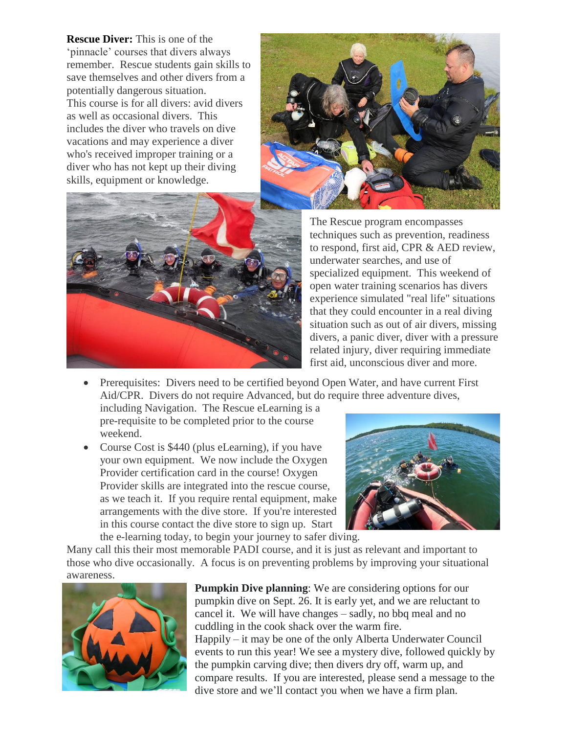**Rescue Diver:** This is one of the 'pinnacle' courses that divers always remember. Rescue students gain skills to save themselves and other divers from a potentially dangerous situation. This course is for all divers: avid divers as well as occasional divers. This includes the diver who travels on dive vacations and may experience a diver who's received improper training or a diver who has not kept up their diving skills, equipment or knowledge.

The Rescue program encompasses techniques such as prevention, readiness to respond, first aid, CPR & AED review, underwater searches, and use of specialized equipment. This weekend of open water training scenarios has divers experience simulated "real life" situations that they could encounter in a real diving situation such as out of air divers, missing divers, a panic diver, diver with a pressure related injury, diver requiring immediate first aid, unconscious diver and more.

- Prerequisites: Divers need to be certified beyond Open Water, and have current First Aid/CPR. Divers do not require Advanced, but do require three adventure dives, including Navigation. The Rescue eLearning is a pre-requisite to be completed prior to the course weekend.
- Course Cost is $440 (plus eLearning), if you have your own equipment. We now include the Oxygen Provider certification card in the course! Oxygen Provider skills are integrated into the rescue course, as we teach it. If you require rental equipment, make arrangements with the dive store. If you're interested in this course contact the dive store to sign up. Start the e-learning today, to begin your journey to safer diving.

Many call this their most memorable PADI course, and it is just as relevant and important to those who dive occasionally. A focus is on preventing problems by improving your situational awareness.

**Pumpkin Dive planning**: We are considering options for our pumpkin dive on Sept. 26. It is early yet, and we are reluctant to cancel it. We will have changes – sadly, no bbq meal and no cuddling in the cook shack over the warm fire.
Happily – it may be one of the only Alberta Underwater Council events to run this year! We see a mystery dive, followed quickly by the pumpkin carving dive; then divers dry off, warm up, and compare results. If you are interested, please send a message to the dive store and we'll contact you when we have a firm plan.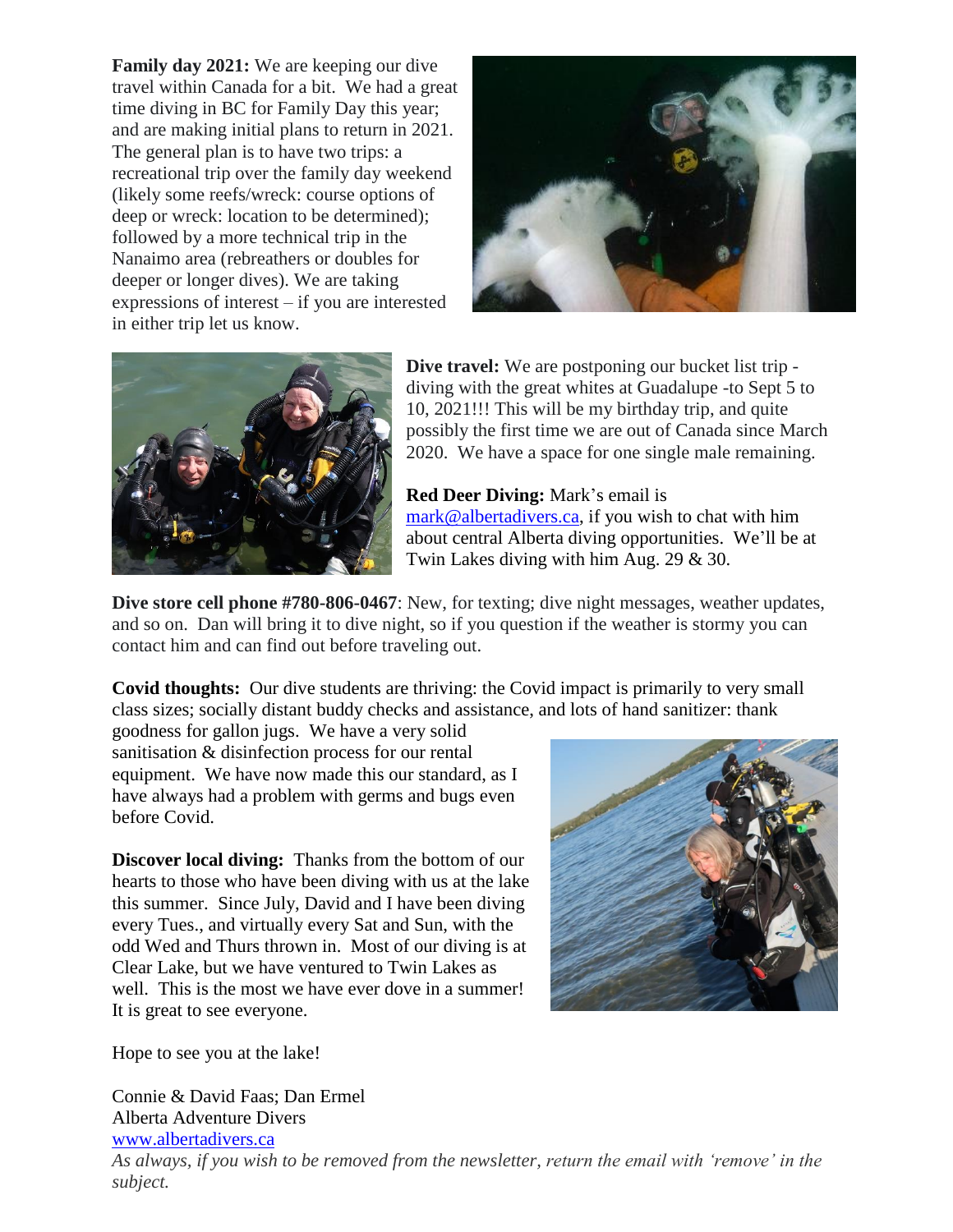**Family day 2021:** We are keeping our dive travel within Canada for a bit. We had a great time diving in BC for Family Day this year; and are making initial plans to return in 2021. The general plan is to have two trips: a recreational trip over the family day weekend (likely some reefs/wreck: course options of deep or wreck: location to be determined); followed by a more technical trip in the Nanaimo area (rebreathers or doubles for deeper or longer dives). We are taking expressions of interest – if you are interested in either trip let us know.

**Dive travel:** We are postponing our bucket list trip - diving with the great whites at Guadalupe -to Sept 5 to 10, 2021!!! This will be my birthday trip, and quite possibly the first time we are out of Canada since March 2020. We have a space for one single male remaining.

**Red Deer Diving:** Mark's email is mark@albertadivers.ca, if you wish to chat with him about central Alberta diving opportunities. We'll be at Twin Lakes diving with him Aug. 29 & 30.

**Dive store cell phone #780-806-0467**: New, for texting; dive night messages, weather updates, and so on. Dan will bring it to dive night, so if you question if the weather is stormy you can contact him and can find out before traveling out.

**Covid thoughts:** Our dive students are thriving: the Covid impact is primarily to very small class sizes; socially distant buddy checks and assistance, and lots of hand sanitizer: thank goodness for gallon jugs. We have a very solid sanitisation & disinfection process for our rental equipment. We have now made this our standard, as I have always had a problem with germs and bugs even before Covid.

**Discover local diving:** Thanks from the bottom of our hearts to those who have been diving with us at the lake this summer. Since July, David and I have been diving every Tues., and virtually every Sat and Sun, with the odd Wed and Thurs thrown in. Most of our diving is at Clear Lake, but we have ventured to Twin Lakes as well. This is the most we have ever dove in a summer! It is great to see everyone.

Hope to see you at the lake!

Connie & David Faas; Dan Ermel
Alberta Adventure Divers
www.albertadivers.ca

*As always, if you wish to be removed from the newsletter, return the email with 'remove' in the subject.*